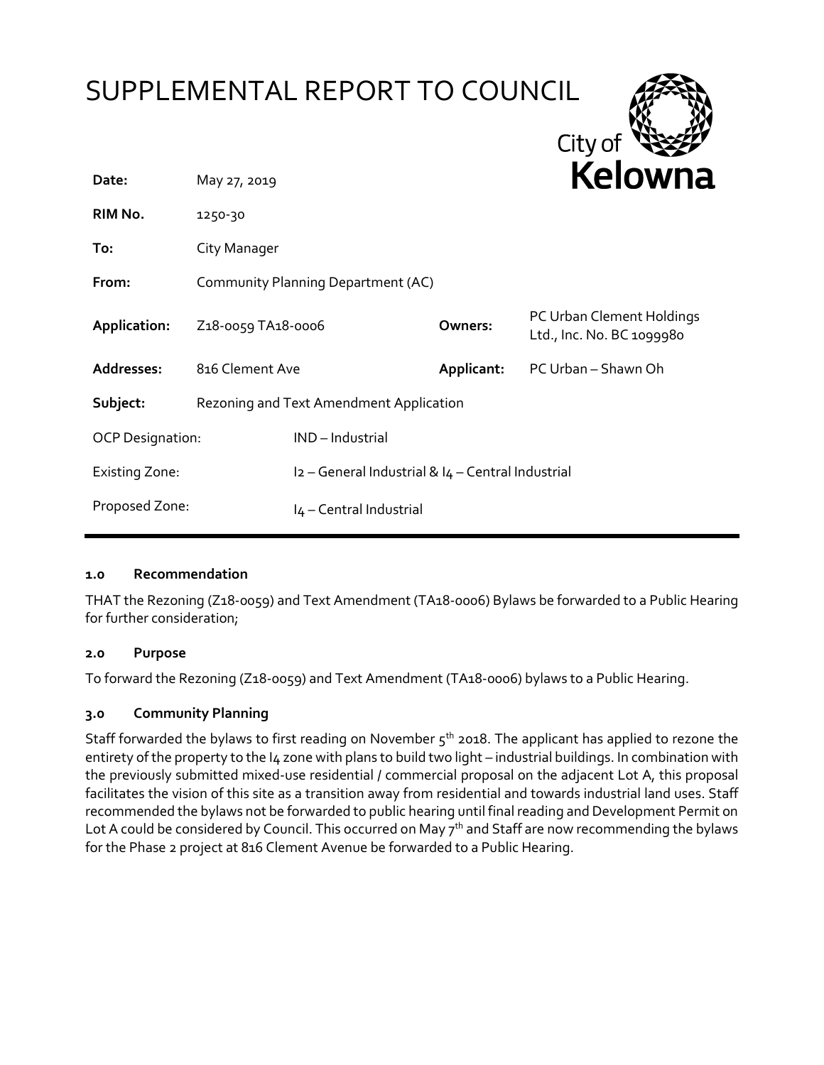# SUPPLEMENTAL REPORT TO COUNCIL

City of **Kelowna**

| | | | |
|---|---|---|---|
| **Date:** | May 27, 2019 | | |
| **RIM No.** | 1250-30 | | |
| **To:** | City Manager | | |
| **From:** | Community Planning Department (AC) | | |
| **Application:** | Z18-0059 TA18-0006 | **Owners:** | PC Urban Clement Holdings Ltd., Inc. No. BC 1099980 |
| **Addresses:** | 816 Clement Ave | **Applicant:** | PC Urban – Shawn Oh |
| **Subject:** | Rezoning and Text Amendment Application | | |
| OCP Designation: | IND – Industrial | | |
| Existing Zone: | I2 – General Industrial & I4 – Central Industrial | | |
| Proposed Zone: | I4 – Central Industrial | | |

### 1.0 Recommendation

THAT the Rezoning (Z18-0059) and Text Amendment (TA18-0006) Bylaws be forwarded to a Public Hearing for further consideration;

### 2.0 Purpose

To forward the Rezoning (Z18-0059) and Text Amendment (TA18-0006) bylaws to a Public Hearing.

### 3.0 Community Planning

Staff forwarded the bylaws to first reading on November 5th 2018. The applicant has applied to rezone the entirety of the property to the I4 zone with plans to build two light – industrial buildings. In combination with the previously submitted mixed-use residential / commercial proposal on the adjacent Lot A, this proposal facilitates the vision of this site as a transition away from residential and towards industrial land uses. Staff recommended the bylaws not be forwarded to public hearing until final reading and Development Permit on Lot A could be considered by Council. This occurred on May 7th and Staff are now recommending the bylaws for the Phase 2 project at 816 Clement Avenue be forwarded to a Public Hearing.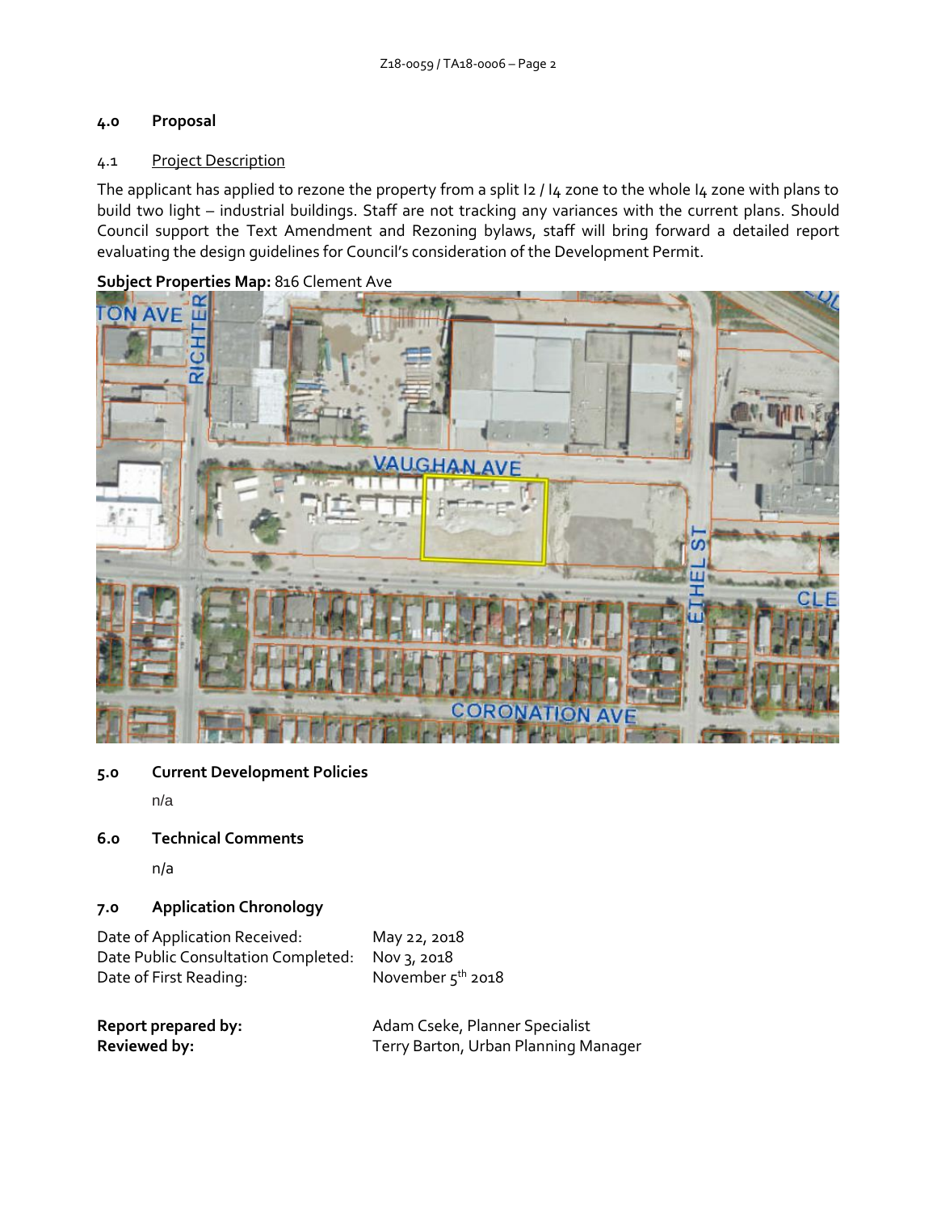## 4.0 Proposal

### 4.1 Project Description

The applicant has applied to rezone the property from a split I2 / I4 zone to the whole I4 zone with plans to build two light – industrial buildings. Staff are not tracking any variances with the current plans. Should Council support the Text Amendment and Rezoning bylaws, staff will bring forward a detailed report evaluating the design guidelines for Council's consideration of the Development Permit.

**Subject Properties Map:** 816 Clement Ave

## 5.0 Current Development Policies

n/a

## 6.0 Technical Comments

n/a

## 7.0 Application Chronology

Date of Application Received: May 22, 2018
Date Public Consultation Completed: Nov 3, 2018
Date of First Reading: November 5th 2018

**Report prepared by:** Adam Cseke, Planner Specialist
**Reviewed by:** Terry Barton, Urban Planning Manager